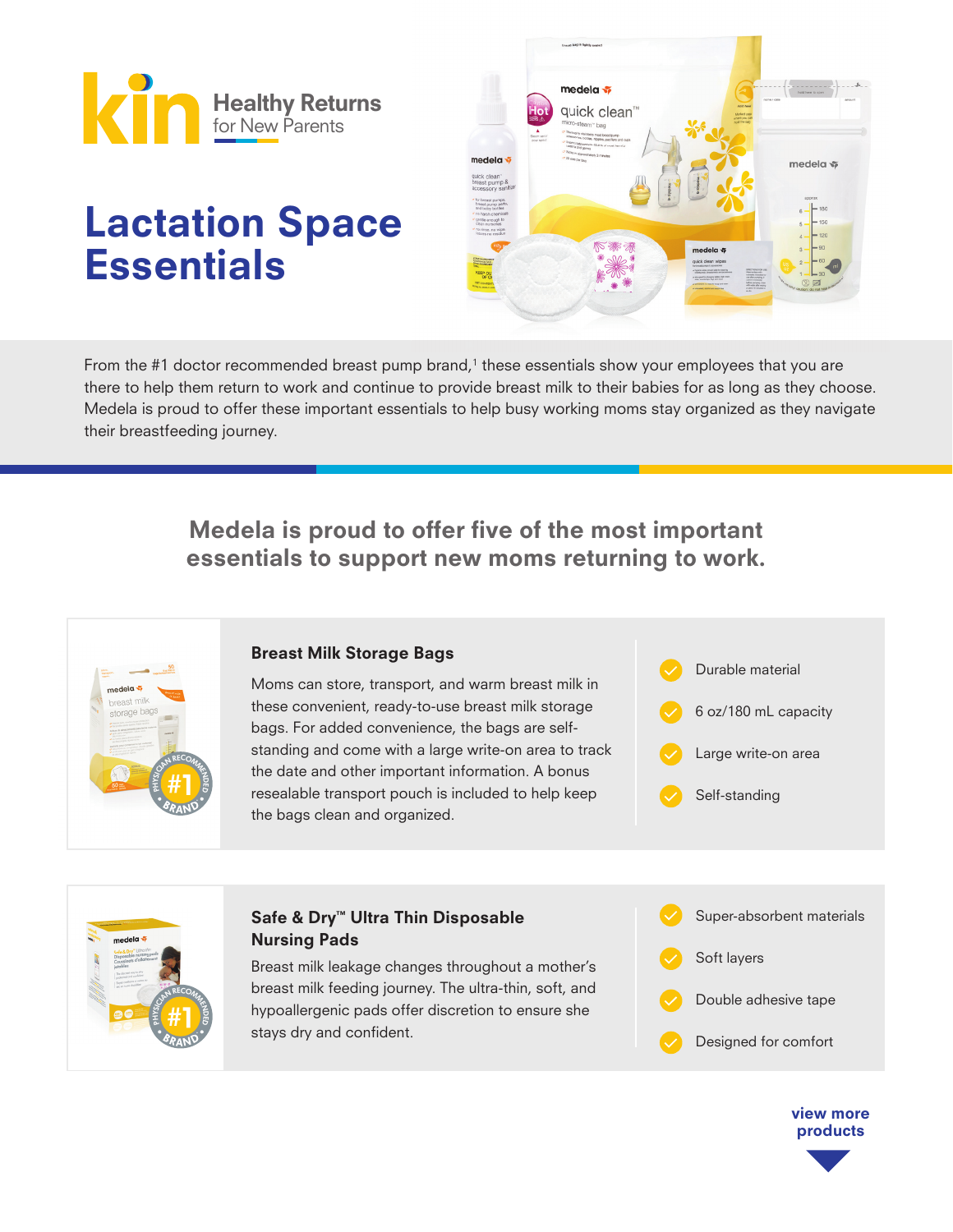**kin** Healthy Returns for New Parents

# Lactation Space Essentials

From the #1 doctor recommended breast pump brand,[1] these essentials show your employees that you are there to help them return to work and continue to provide breast milk to their babies for as long as they choose. Medela is proud to offer these important essentials to help busy working moms stay organized as they navigate their breastfeeding journey.

## Medela is proud to offer five of the most important essentials to support new moms returning to work.

### Breast Milk Storage Bags

Moms can store, transport, and warm breast milk in these convenient, ready-to-use breast milk storage bags. For added convenience, the bags are self-standing and come with a large write-on area to track the date and other important information. A bonus resealable transport pouch is included to help keep the bags clean and organized.

- Durable material
- 6 oz/180 mL capacity
- Large write-on area
- Self-standing

### Safe & Dry™ Ultra Thin Disposable Nursing Pads

Breast milk leakage changes throughout a mother's breast milk feeding journey. The ultra-thin, soft, and hypoallergenic pads offer discretion to ensure she stays dry and confident.

- Super-absorbent materials
- Soft layers
- Double adhesive tape
- Designed for comfort

view more products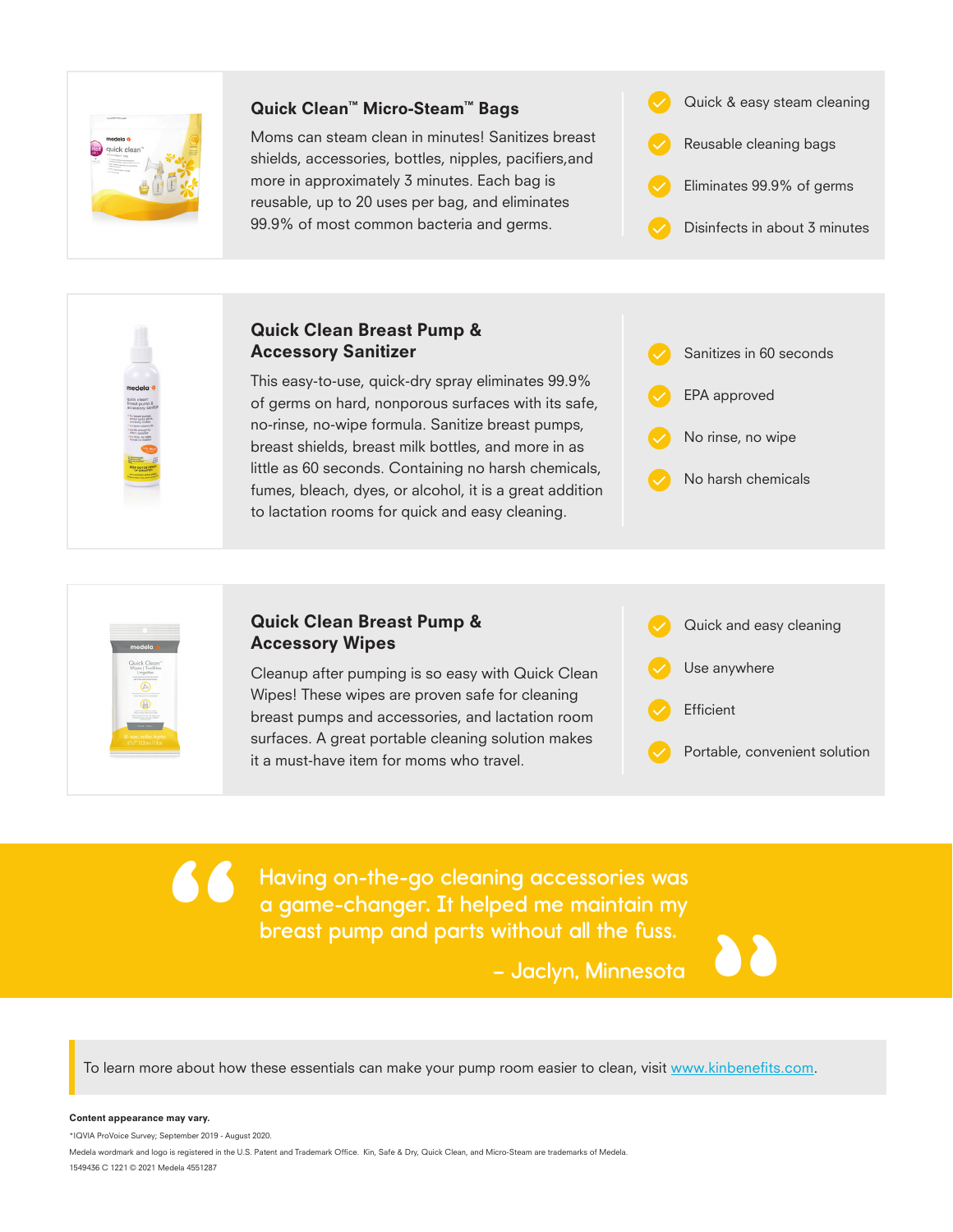## Quick Clean™ Micro-Steam™ Bags

Moms can steam clean in minutes! Sanitizes breast shields, accessories, bottles, nipples, pacifiers,and more in approximately 3 minutes. Each bag is reusable, up to 20 uses per bag, and eliminates 99.9% of most common bacteria and germs.

- Quick & easy steam cleaning
- Reusable cleaning bags
- Eliminates 99.9% of germs
- Disinfects in about 3 minutes

## Quick Clean Breast Pump & Accessory Sanitizer

This easy-to-use, quick-dry spray eliminates 99.9% of germs on hard, nonporous surfaces with its safe, no-rinse, no-wipe formula. Sanitize breast pumps, breast shields, breast milk bottles, and more in as little as 60 seconds. Containing no harsh chemicals, fumes, bleach, dyes, or alcohol, it is a great addition to lactation rooms for quick and easy cleaning.

- Sanitizes in 60 seconds
- EPA approved
- No rinse, no wipe
- No harsh chemicals

## Quick Clean Breast Pump & Accessory Wipes

Cleanup after pumping is so easy with Quick Clean Wipes! These wipes are proven safe for cleaning breast pumps and accessories, and lactation room surfaces. A great portable cleaning solution makes it a must-have item for moms who travel.

- Quick and easy cleaning
- Use anywhere
- Efficient
- Portable, convenient solution

> "Having on-the-go cleaning accessories was a game-changer. It helped me maintain my breast pump and parts without all the fuss."
>
> – Jaclyn, Minnesota

To learn more about how these essentials can make your pump room easier to clean, visit www.kinbenefits.com.

**Content appearance may vary.**

*IQVIA ProVoice Survey; September 2019 - August 2020.

Medela wordmark and logo is registered in the U.S. Patent and Trademark Office. Kin, Safe & Dry, Quick Clean, and Micro-Steam are trademarks of Medela.

1549436 C 1221 © 2021 Medela 4551287